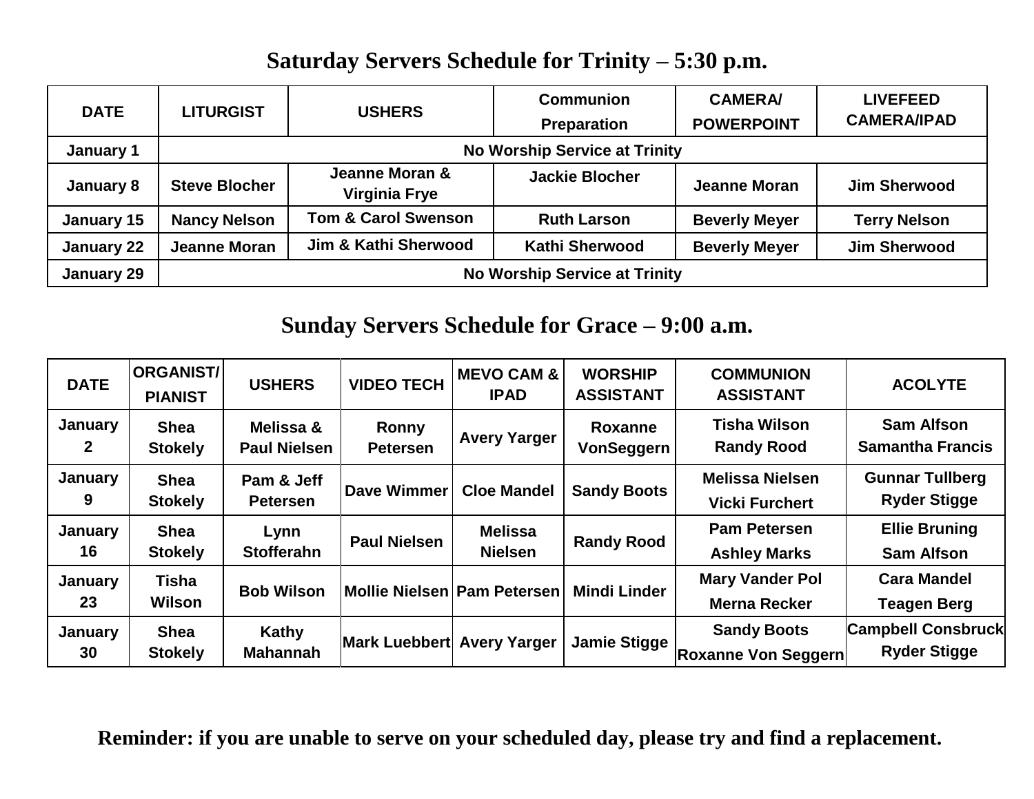## Saturday Servers Schedule for Trinity – 5:30 p.m.

| DATE | LITURGIST | USHERS | Communion Preparation | CAMERA/ POWERPOINT | LIVEFEED CAMERA/IPAD |
|---|---|---|---|---|---|
| January 1 | No Worship Service at Trinity | | | | |
| January 8 | Steve Blocher | Jeanne Moran & Virginia Frye | Jackie Blocher | Jeanne Moran | Jim Sherwood |
| January 15 | Nancy Nelson | Tom & Carol Swenson | Ruth Larson | Beverly Meyer | Terry Nelson |
| January 22 | Jeanne Moran | Jim & Kathi Sherwood | Kathi Sherwood | Beverly Meyer | Jim Sherwood |
| January 29 | No Worship Service at Trinity | | | | |

## Sunday Servers Schedule for Grace – 9:00 a.m.

| DATE | ORGANIST/ PIANIST | USHERS | VIDEO TECH | MEVO CAM & IPAD | WORSHIP ASSISTANT | COMMUNION ASSISTANT | ACOLYTE |
|---|---|---|---|---|---|---|---|
| January 2 | Shea Stokely | Melissa & Paul Nielsen | Ronny Petersen | Avery Yarger | Roxanne VonSeggern | Tisha Wilson Randy Rood | Sam Alfson Samantha Francis |
| January 9 | Shea Stokely | Pam & Jeff Petersen | Dave Wimmer | Cloe Mandel | Sandy Boots | Melissa Nielsen Vicki Furchert | Gunnar Tullberg Ryder Stigge |
| January 16 | Shea Stokely | Lynn Stofferahn | Paul Nielsen | Melissa Nielsen | Randy Rood | Pam Petersen Ashley Marks | Ellie Bruning Sam Alfson |
| January 23 | Tisha Wilson | Bob Wilson | Mollie Nielsen | Pam Petersen | Mindi Linder | Mary Vander Pol Merna Recker | Cara Mandel Teagen Berg |
| January 30 | Shea Stokely | Kathy Mahannah | Mark Luebbert | Avery Yarger | Jamie Stigge | Sandy Boots Roxanne Von Seggern | Campbell Consbruck Ryder Stigge |

**Reminder: if you are unable to serve on your scheduled day, please try and find a replacement.**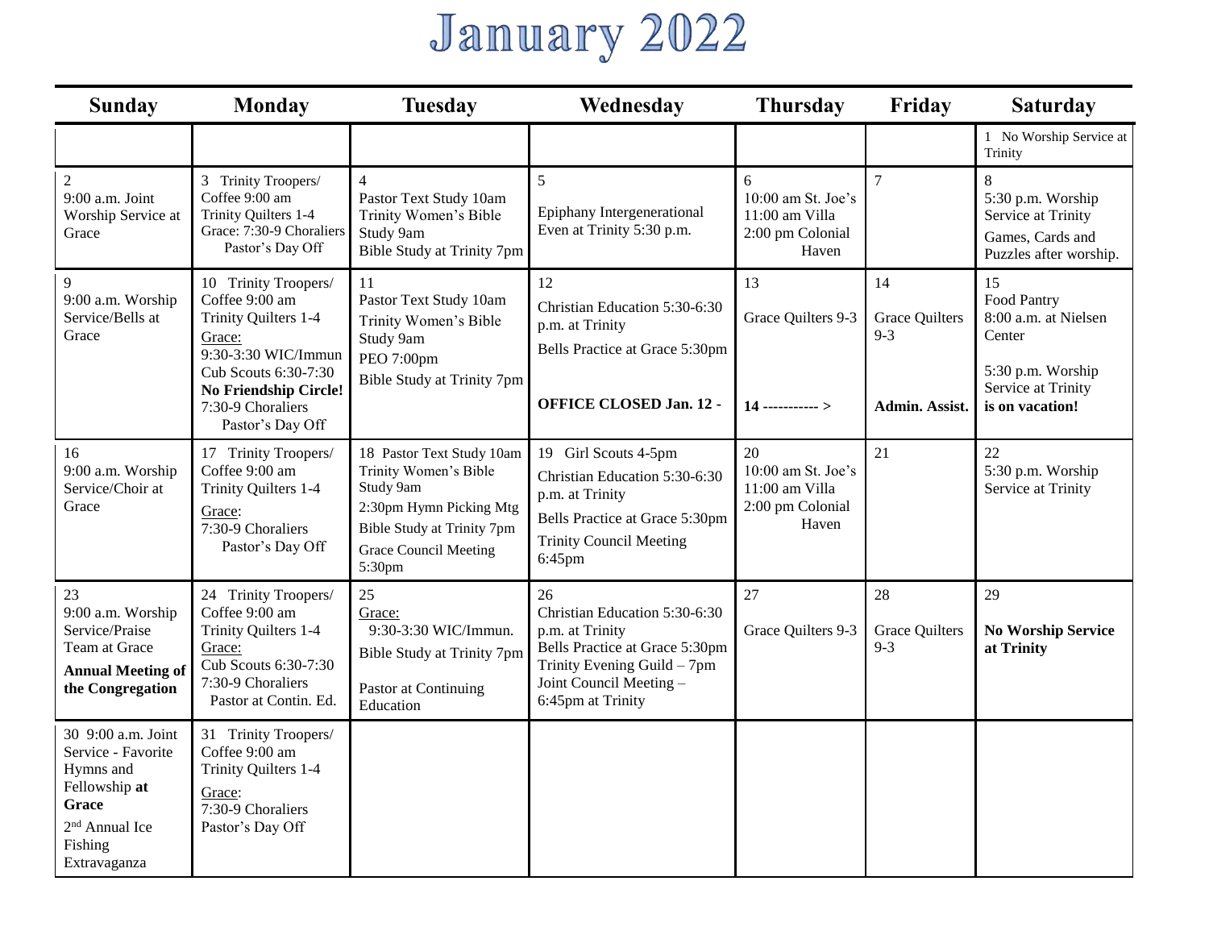# January 2022

| Sunday | Monday | Tuesday | Wednesday | Thursday | Friday | Saturday |
|---|---|---|---|---|---|---|
| | | | | | | 1 No Worship Service at Trinity |
| 2<br>9:00 a.m. Joint Worship Service at Grace | 3 Trinity Troopers/ Coffee 9:00 am<br>Trinity Quilters 1-4<br>Grace: 7:30-9 Choraliers<br>Pastor's Day Off | 4<br>Pastor Text Study 10am<br>Trinity Women's Bible Study 9am<br>Bible Study at Trinity 7pm | 5<br>Epiphany Intergenerational Even at Trinity 5:30 p.m. | 6<br>10:00 am St. Joe's<br>11:00 am Villa<br>2:00 pm Colonial Haven | 7 | 8<br>5:30 p.m. Worship Service at Trinity<br>Games, Cards and Puzzles after worship. |
| 9<br>9:00 a.m. Worship Service/Bells at Grace | 10 Trinity Troopers/ Coffee 9:00 am<br>Trinity Quilters 1-4<br>Grace:<br>9:30-3:30 WIC/Immun<br>Cub Scouts 6:30-7:30<br>**No Friendship Circle!**<br>7:30-9 Choraliers<br>Pastor's Day Off | 11<br>Pastor Text Study 10am<br>Trinity Women's Bible Study 9am<br>PEO 7:00pm<br>Bible Study at Trinity 7pm | 12<br>Christian Education 5:30-6:30 p.m. at Trinity<br>Bells Practice at Grace 5:30pm<br>**OFFICE CLOSED Jan. 12 -** | 13<br>Grace Quilters 9-3<br>**14 ----------- >** | 14<br>Grace Quilters 9-3<br>**Admin. Assist.** | 15<br>Food Pantry<br>8:00 a.m. at Nielsen Center<br>5:30 p.m. Worship Service at Trinity<br>**is on vacation!** |
| 16<br>9:00 a.m. Worship Service/Choir at Grace | 17 Trinity Troopers/ Coffee 9:00 am<br>Trinity Quilters 1-4<br>Grace:<br>7:30-9 Choraliers<br>Pastor's Day Off | 18 Pastor Text Study 10am<br>Trinity Women's Bible Study 9am<br>2:30pm Hymn Picking Mtg<br>Bible Study at Trinity 7pm<br>Grace Council Meeting 5:30pm | 19 Girl Scouts 4-5pm<br>Christian Education 5:30-6:30 p.m. at Trinity<br>Bells Practice at Grace 5:30pm<br>Trinity Council Meeting 6:45pm | 20<br>10:00 am St. Joe's<br>11:00 am Villa<br>2:00 pm Colonial Haven | 21 | 22<br>5:30 p.m. Worship Service at Trinity |
| 23<br>9:00 a.m. Worship Service/Praise Team at Grace<br>**Annual Meeting of the Congregation** | 24 Trinity Troopers/ Coffee 9:00 am<br>Trinity Quilters 1-4<br>Grace:<br>Cub Scouts 6:30-7:30<br>7:30-9 Choraliers<br>Pastor at Contin. Ed. | 25<br>Grace:<br>9:30-3:30 WIC/Immun.<br>Bible Study at Trinity 7pm<br>Pastor at Continuing Education | 26<br>Christian Education 5:30-6:30 p.m. at Trinity<br>Bells Practice at Grace 5:30pm<br>Trinity Evening Guild – 7pm<br>Joint Council Meeting – 6:45pm at Trinity | 27<br>Grace Quilters 9-3 | 28<br>Grace Quilters 9-3 | 29<br>**No Worship Service at Trinity** |
| 30 9:00 a.m. Joint Service - Favorite Hymns and Fellowship **at Grace**<br>2nd Annual Ice Fishing Extravaganza | 31 Trinity Troopers/ Coffee 9:00 am<br>Trinity Quilters 1-4<br>Grace:<br>7:30-9 Choraliers<br>Pastor's Day Off | | | | | |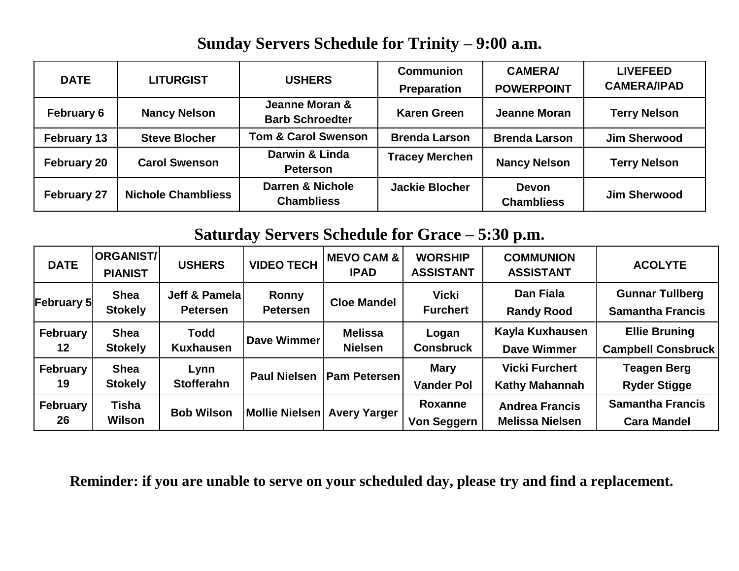## Sunday Servers Schedule for Trinity – 9:00 a.m.

| DATE | LITURGIST | USHERS | Communion Preparation | CAMERA/ POWERPOINT | LIVEFEED CAMERA/IPAD |
|---|---|---|---|---|---|
| February 6 | Nancy Nelson | Jeanne Moran & Barb Schroedter | Karen Green | Jeanne Moran | Terry Nelson |
| February 13 | Steve Blocher | Tom & Carol Swenson | Brenda Larson | Brenda Larson | Jim Sherwood |
| February 20 | Carol Swenson | Darwin & Linda Peterson | Tracey Merchen | Nancy Nelson | Terry Nelson |
| February 27 | Nichole Chambliess | Darren & Nichole Chambliess | Jackie Blocher | Devon Chambliess | Jim Sherwood |

## Saturday Servers Schedule for Grace – 5:30 p.m.

| DATE | ORGANIST/ PIANIST | USHERS | VIDEO TECH | MEVO CAM & IPAD | WORSHIP ASSISTANT | COMMUNION ASSISTANT | ACOLYTE |
|---|---|---|---|---|---|---|---|
| February 5 | Shea Stokely | Jeff & Pamela Petersen | Ronny Petersen | Cloe Mandel | Vicki Furchert | Dan Fiala<br>Randy Rood | Gunnar Tullberg<br>Samantha Francis |
| February 12 | Shea Stokely | Todd Kuxhausen | Dave Wimmer | Melissa Nielsen | Logan Consbruck | Kayla Kuxhausen<br>Dave Wimmer | Ellie Bruning<br>Campbell Consbruck |
| February 19 | Shea Stokely | Lynn Stofferahn | Paul Nielsen | Pam Petersen | Mary Vander Pol | Vicki Furchert<br>Kathy Mahannah | Teagen Berg<br>Ryder Stigge |
| February 26 | Tisha Wilson | Bob Wilson | Mollie Nielsen | Avery Yarger | Roxanne Von Seggern | Andrea Francis<br>Melissa Nielsen | Samantha Francis<br>Cara Mandel |

**Reminder: if you are unable to serve on your scheduled day, please try and find a replacement.**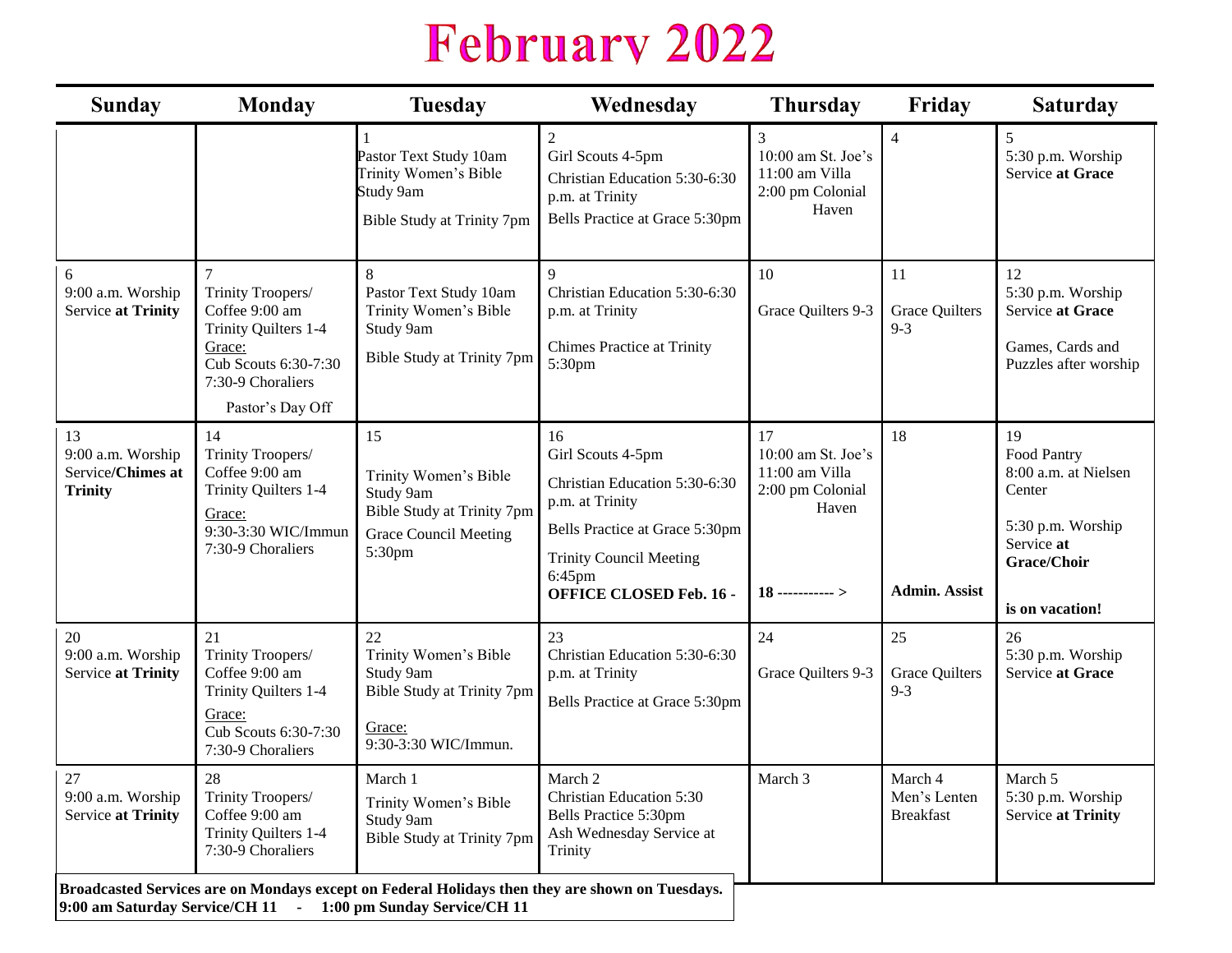# February 2022

| Sunday | Monday | Tuesday | Wednesday | Thursday | Friday | Saturday |
|---|---|---|---|---|---|---|
| | | 1<br>Pastor Text Study 10am<br>Trinity Women's Bible Study 9am<br>Bible Study at Trinity 7pm | 2<br>Girl Scouts 4-5pm<br>Christian Education 5:30-6:30 p.m. at Trinity<br>Bells Practice at Grace 5:30pm | 3<br>10:00 am St. Joe's<br>11:00 am Villa<br>2:00 pm Colonial Haven | 4 | 5<br>5:30 p.m. Worship Service **at Grace** |
| 6<br>9:00 a.m. Worship Service **at Trinity** | 7<br>Trinity Troopers/ Coffee 9:00 am<br>Trinity Quilters 1-4<br>Grace:<br>Cub Scouts 6:30-7:30<br>7:30-9 Choraliers<br>Pastor's Day Off | 8<br>Pastor Text Study 10am<br>Trinity Women's Bible Study 9am<br>Bible Study at Trinity 7pm | 9<br>Christian Education 5:30-6:30 p.m. at Trinity<br>Chimes Practice at Trinity 5:30pm | 10<br>Grace Quilters 9-3 | 11<br>Grace Quilters 9-3 | 12<br>5:30 p.m. Worship Service **at Grace**<br>Games, Cards and Puzzles after worship |
| 13<br>9:00 a.m. Worship Service/**Chimes at Trinity** | 14<br>Trinity Troopers/ Coffee 9:00 am<br>Trinity Quilters 1-4<br>Grace:<br>9:30-3:30 WIC/Immun<br>7:30-9 Choraliers | 15<br>Trinity Women's Bible Study 9am<br>Bible Study at Trinity 7pm<br>Grace Council Meeting 5:30pm | 16<br>Girl Scouts 4-5pm<br>Christian Education 5:30-6:30 p.m. at Trinity<br>Bells Practice at Grace 5:30pm<br>Trinity Council Meeting 6:45pm<br>**OFFICE CLOSED Feb. 16 -** | 17<br>10:00 am St. Joe's<br>11:00 am Villa<br>2:00 pm Colonial Haven<br>**18 ----------- >** | 18<br>**Admin. Assist** | 19<br>Food Pantry<br>8:00 a.m. at Nielsen Center<br>5:30 p.m. Worship Service **at Grace/Choir**<br>**is on vacation!** |
| 20<br>9:00 a.m. Worship Service **at Trinity** | 21<br>Trinity Troopers/ Coffee 9:00 am<br>Trinity Quilters 1-4<br>Grace:<br>Cub Scouts 6:30-7:30<br>7:30-9 Choraliers | 22<br>Trinity Women's Bible Study 9am<br>Bible Study at Trinity 7pm<br>Grace:<br>9:30-3:30 WIC/Immun. | 23<br>Christian Education 5:30-6:30 p.m. at Trinity<br>Bells Practice at Grace 5:30pm | 24<br>Grace Quilters 9-3 | 25<br>Grace Quilters 9-3 | 26<br>5:30 p.m. Worship Service **at Grace** |
| 27<br>9:00 a.m. Worship Service **at Trinity** | 28<br>Trinity Troopers/ Coffee 9:00 am<br>Trinity Quilters 1-4<br>7:30-9 Choraliers | March 1<br>Trinity Women's Bible Study 9am<br>Bible Study at Trinity 7pm | March 2<br>Christian Education 5:30<br>Bells Practice 5:30pm<br>Ash Wednesday Service at Trinity | March 3 | March 4<br>Men's Lenten Breakfast | March 5<br>5:30 p.m. Worship Service **at Trinity** |

**Broadcasted Services are on Mondays except on Federal Holidays then they are shown on Tuesdays.**
**9:00 am Saturday Service/CH 11 - 1:00 pm Sunday Service/CH 11**